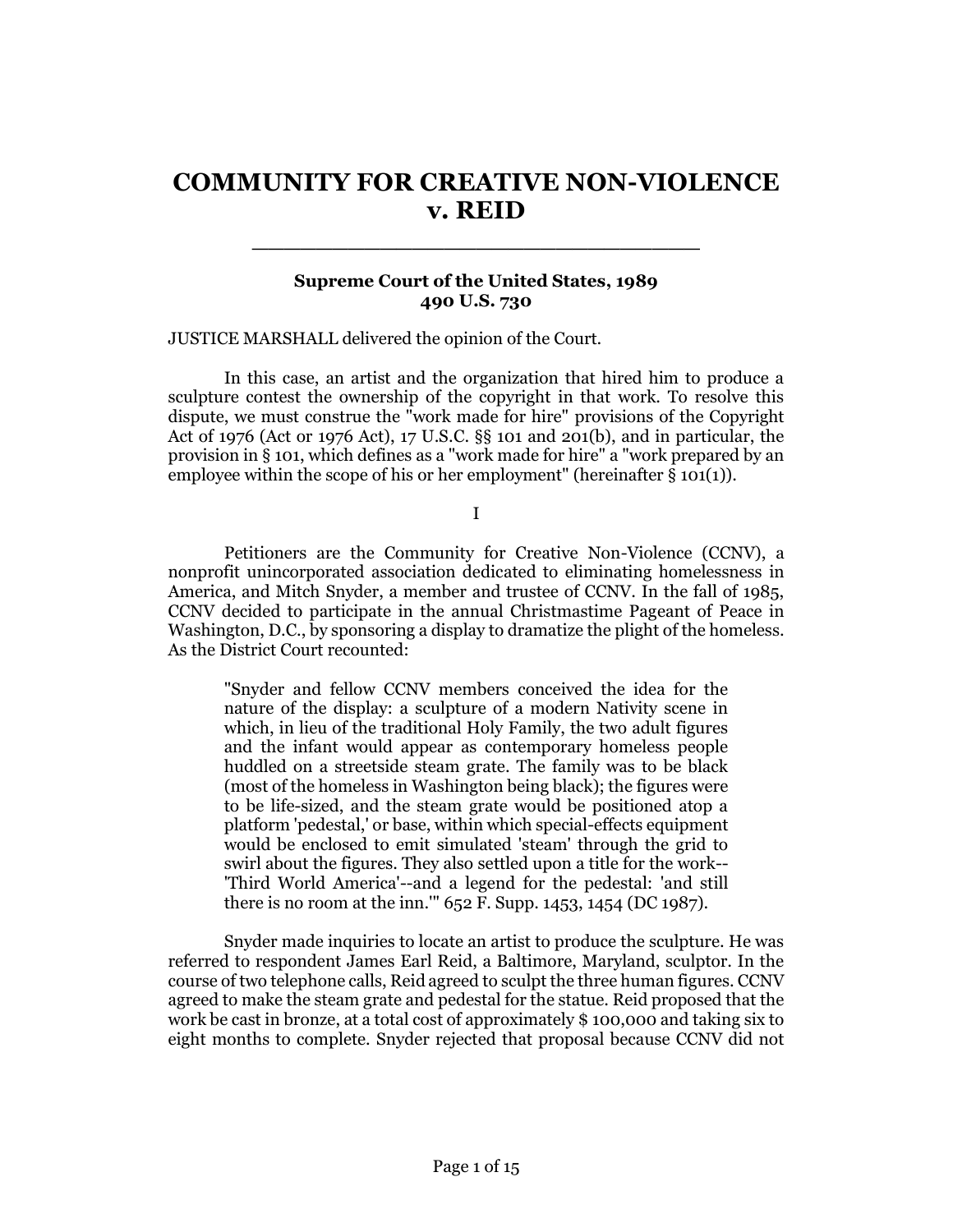# COMMUNITY FOR CREATIVE NON-VIOLENCE v. REID

---

**Supreme Court of the United States, 1989**
**490 U.S. 730**

JUSTICE MARSHALL delivered the opinion of the Court.

In this case, an artist and the organization that hired him to produce a sculpture contest the ownership of the copyright in that work. To resolve this dispute, we must construe the "work made for hire" provisions of the Copyright Act of 1976 (Act or 1976 Act), 17 U.S.C. §§ 101 and 201(b), and in particular, the provision in § 101, which defines as a "work made for hire" a "work prepared by an employee within the scope of his or her employment" (hereinafter § 101(1)).

I

Petitioners are the Community for Creative Non-Violence (CCNV), a nonprofit unincorporated association dedicated to eliminating homelessness in America, and Mitch Snyder, a member and trustee of CCNV. In the fall of 1985, CCNV decided to participate in the annual Christmastime Pageant of Peace in Washington, D.C., by sponsoring a display to dramatize the plight of the homeless. As the District Court recounted:

> "Snyder and fellow CCNV members conceived the idea for the nature of the display: a sculpture of a modern Nativity scene in which, in lieu of the traditional Holy Family, the two adult figures and the infant would appear as contemporary homeless people huddled on a streetside steam grate. The family was to be black (most of the homeless in Washington being black); the figures were to be life-sized, and the steam grate would be positioned atop a platform 'pedestal,' or base, within which special-effects equipment would be enclosed to emit simulated 'steam' through the grid to swirl about the figures. They also settled upon a title for the work--'Third World America'--and a legend for the pedestal: 'and still there is no room at the inn.'" 652 F. Supp. 1453, 1454 (DC 1987).

Snyder made inquiries to locate an artist to produce the sculpture. He was referred to respondent James Earl Reid, a Baltimore, Maryland, sculptor. In the course of two telephone calls, Reid agreed to sculpt the three human figures. CCNV agreed to make the steam grate and pedestal for the statue. Reid proposed that the work be cast in bronze, at a total cost of approximately $ 100,000 and taking six to eight months to complete. Snyder rejected that proposal because CCNV did not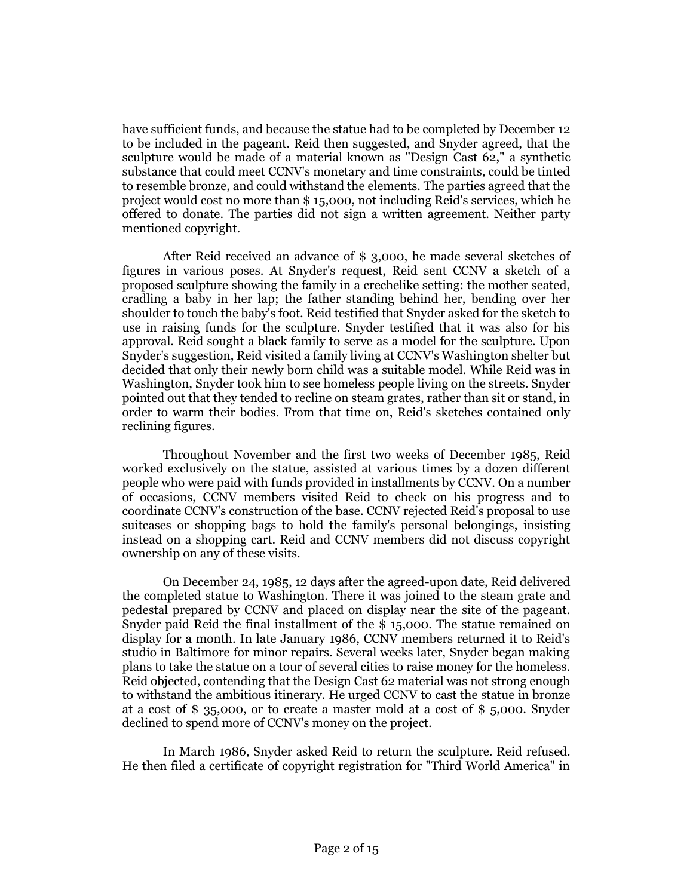have sufficient funds, and because the statue had to be completed by December 12 to be included in the pageant. Reid then suggested, and Snyder agreed, that the sculpture would be made of a material known as "Design Cast 62," a synthetic substance that could meet CCNV's monetary and time constraints, could be tinted to resemble bronze, and could withstand the elements. The parties agreed that the project would cost no more than $ 15,000, not including Reid's services, which he offered to donate. The parties did not sign a written agreement. Neither party mentioned copyright.

After Reid received an advance of $ 3,000, he made several sketches of figures in various poses. At Snyder's request, Reid sent CCNV a sketch of a proposed sculpture showing the family in a crechelike setting: the mother seated, cradling a baby in her lap; the father standing behind her, bending over her shoulder to touch the baby's foot. Reid testified that Snyder asked for the sketch to use in raising funds for the sculpture. Snyder testified that it was also for his approval. Reid sought a black family to serve as a model for the sculpture. Upon Snyder's suggestion, Reid visited a family living at CCNV's Washington shelter but decided that only their newly born child was a suitable model. While Reid was in Washington, Snyder took him to see homeless people living on the streets. Snyder pointed out that they tended to recline on steam grates, rather than sit or stand, in order to warm their bodies. From that time on, Reid's sketches contained only reclining figures.

Throughout November and the first two weeks of December 1985, Reid worked exclusively on the statue, assisted at various times by a dozen different people who were paid with funds provided in installments by CCNV. On a number of occasions, CCNV members visited Reid to check on his progress and to coordinate CCNV's construction of the base. CCNV rejected Reid's proposal to use suitcases or shopping bags to hold the family's personal belongings, insisting instead on a shopping cart. Reid and CCNV members did not discuss copyright ownership on any of these visits.

On December 24, 1985, 12 days after the agreed-upon date, Reid delivered the completed statue to Washington. There it was joined to the steam grate and pedestal prepared by CCNV and placed on display near the site of the pageant. Snyder paid Reid the final installment of the $ 15,000. The statue remained on display for a month. In late January 1986, CCNV members returned it to Reid's studio in Baltimore for minor repairs. Several weeks later, Snyder began making plans to take the statue on a tour of several cities to raise money for the homeless. Reid objected, contending that the Design Cast 62 material was not strong enough to withstand the ambitious itinerary. He urged CCNV to cast the statue in bronze at a cost of $ 35,000, or to create a master mold at a cost of $ 5,000. Snyder declined to spend more of CCNV's money on the project.

In March 1986, Snyder asked Reid to return the sculpture. Reid refused. He then filed a certificate of copyright registration for "Third World America" in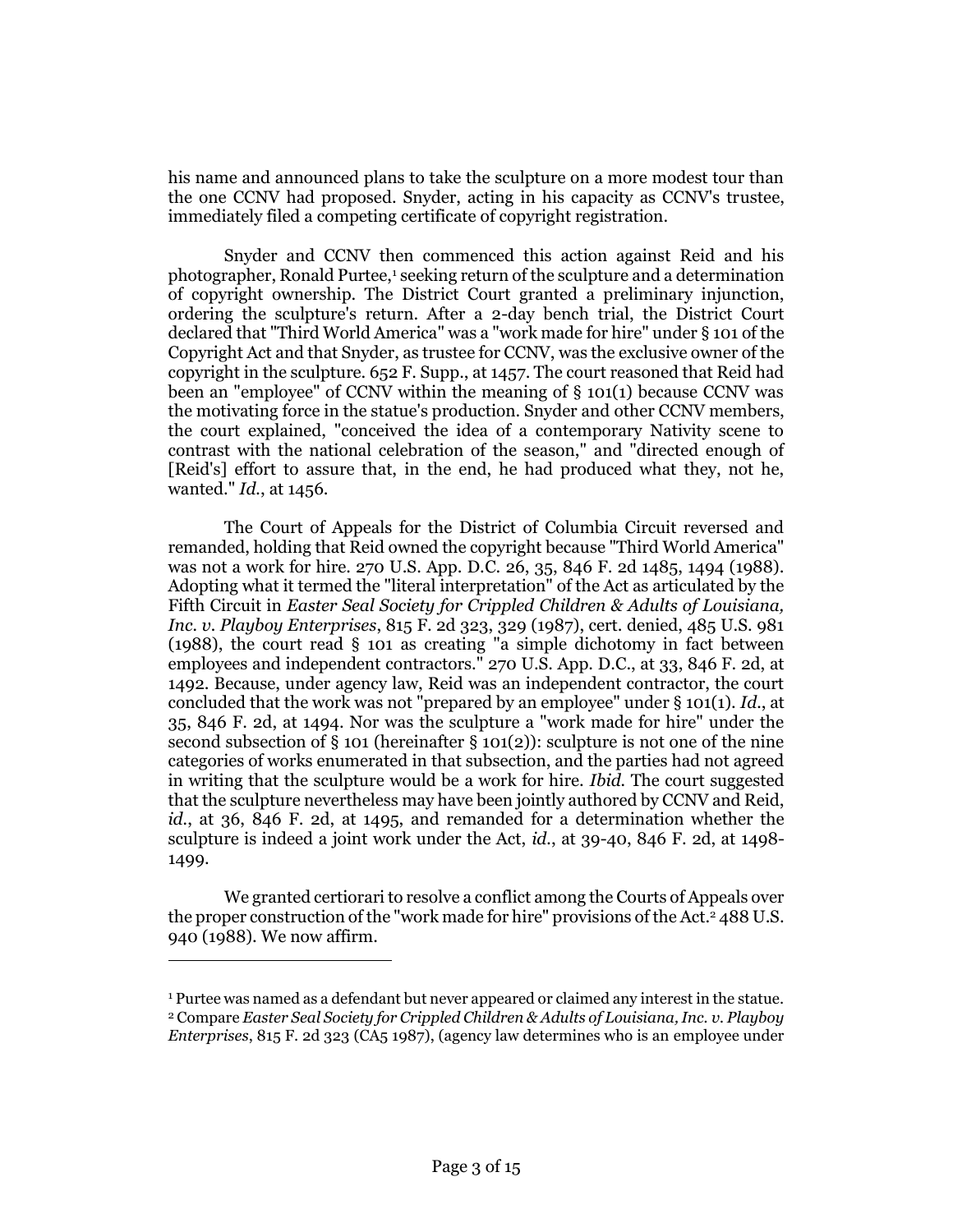his name and announced plans to take the sculpture on a more modest tour than the one CCNV had proposed. Snyder, acting in his capacity as CCNV's trustee, immediately filed a competing certificate of copyright registration.

Snyder and CCNV then commenced this action against Reid and his photographer, Ronald Purtee,[1] seeking return of the sculpture and a determination of copyright ownership. The District Court granted a preliminary injunction, ordering the sculpture's return. After a 2-day bench trial, the District Court declared that "Third World America" was a "work made for hire" under § 101 of the Copyright Act and that Snyder, as trustee for CCNV, was the exclusive owner of the copyright in the sculpture. 652 F. Supp., at 1457. The court reasoned that Reid had been an "employee" of CCNV within the meaning of § 101(1) because CCNV was the motivating force in the statue's production. Snyder and other CCNV members, the court explained, "conceived the idea of a contemporary Nativity scene to contrast with the national celebration of the season," and "directed enough of [Reid's] effort to assure that, in the end, he had produced what they, not he, wanted." *Id.*, at 1456.

The Court of Appeals for the District of Columbia Circuit reversed and remanded, holding that Reid owned the copyright because "Third World America" was not a work for hire. 270 U.S. App. D.C. 26, 35, 846 F. 2d 1485, 1494 (1988). Adopting what it termed the "literal interpretation" of the Act as articulated by the Fifth Circuit in *Easter Seal Society for Crippled Children & Adults of Louisiana, Inc. v. Playboy Enterprises*, 815 F. 2d 323, 329 (1987), cert. denied, 485 U.S. 981 (1988), the court read § 101 as creating "a simple dichotomy in fact between employees and independent contractors." 270 U.S. App. D.C., at 33, 846 F. 2d, at 1492. Because, under agency law, Reid was an independent contractor, the court concluded that the work was not "prepared by an employee" under § 101(1). *Id.*, at 35, 846 F. 2d, at 1494. Nor was the sculpture a "work made for hire" under the second subsection of § 101 (hereinafter § 101(2)): sculpture is not one of the nine categories of works enumerated in that subsection, and the parties had not agreed in writing that the sculpture would be a work for hire. *Ibid.* The court suggested that the sculpture nevertheless may have been jointly authored by CCNV and Reid, *id.*, at 36, 846 F. 2d, at 1495, and remanded for a determination whether the sculpture is indeed a joint work under the Act, *id.*, at 39-40, 846 F. 2d, at 1498-1499.

We granted certiorari to resolve a conflict among the Courts of Appeals over the proper construction of the "work made for hire" provisions of the Act.[2] 488 U.S. 940 (1988). We now affirm.

---

[1] Purtee was named as a defendant but never appeared or claimed any interest in the statue.

[2] Compare *Easter Seal Society for Crippled Children & Adults of Louisiana, Inc. v. Playboy Enterprises*, 815 F. 2d 323 (CA5 1987), (agency law determines who is an employee under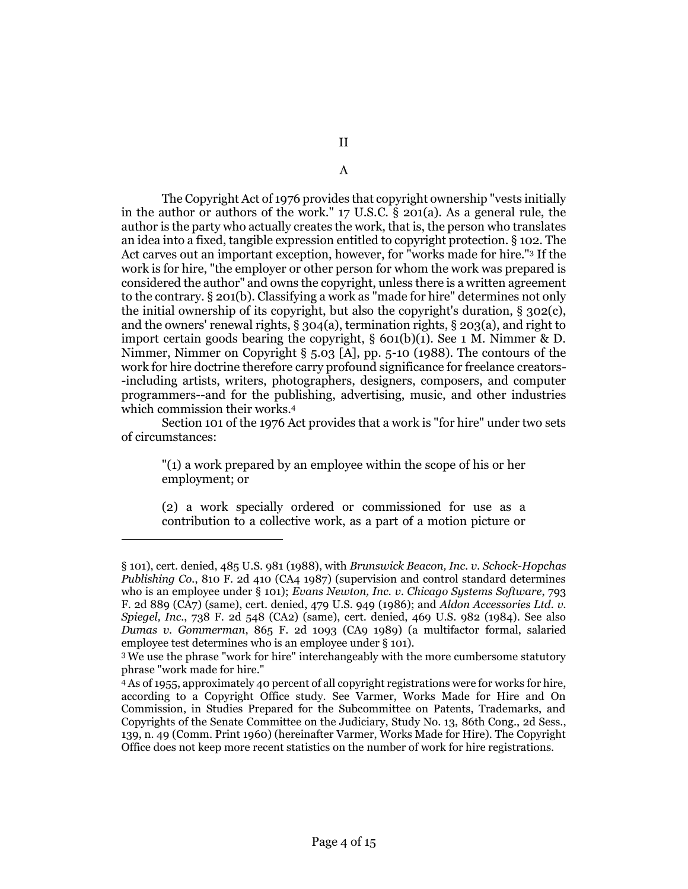## II

### A

The Copyright Act of 1976 provides that copyright ownership "vests initially in the author or authors of the work." 17 U.S.C. § 201(a). As a general rule, the author is the party who actually creates the work, that is, the person who translates an idea into a fixed, tangible expression entitled to copyright protection. § 102. The Act carves out an important exception, however, for "works made for hire."[3] If the work is for hire, "the employer or other person for whom the work was prepared is considered the author" and owns the copyright, unless there is a written agreement to the contrary. § 201(b). Classifying a work as "made for hire" determines not only the initial ownership of its copyright, but also the copyright's duration, § 302(c), and the owners' renewal rights, § 304(a), termination rights, § 203(a), and right to import certain goods bearing the copyright, § 601(b)(1). See 1 M. Nimmer & D. Nimmer, Nimmer on Copyright § 5.03 [A], pp. 5-10 (1988). The contours of the work for hire doctrine therefore carry profound significance for freelance creators--including artists, writers, photographers, designers, composers, and computer programmers--and for the publishing, advertising, music, and other industries which commission their works.[4]

Section 101 of the 1976 Act provides that a work is "for hire" under two sets of circumstances:

> "(1) a work prepared by an employee within the scope of his or her employment; or
>
> (2) a work specially ordered or commissioned for use as a contribution to a collective work, as a part of a motion picture or

---

§ 101), cert. denied, 485 U.S. 981 (1988), with *Brunswick Beacon, Inc. v. Schock-Hopchas Publishing Co.*, 810 F. 2d 410 (CA4 1987) (supervision and control standard determines who is an employee under § 101); *Evans Newton, Inc. v. Chicago Systems Software*, 793 F. 2d 889 (CA7) (same), cert. denied, 479 U.S. 949 (1986); and *Aldon Accessories Ltd. v. Spiegel, Inc.*, 738 F. 2d 548 (CA2) (same), cert. denied, 469 U.S. 982 (1984). See also *Dumas v. Gommerman*, 865 F. 2d 1093 (CA9 1989) (a multifactor formal, salaried employee test determines who is an employee under § 101).

[3] We use the phrase "work for hire" interchangeably with the more cumbersome statutory phrase "work made for hire."

[4] As of 1955, approximately 40 percent of all copyright registrations were for works for hire, according to a Copyright Office study. See Varmer, Works Made for Hire and On Commission, in Studies Prepared for the Subcommittee on Patents, Trademarks, and Copyrights of the Senate Committee on the Judiciary, Study No. 13, 86th Cong., 2d Sess., 139, n. 49 (Comm. Print 1960) (hereinafter Varmer, Works Made for Hire). The Copyright Office does not keep more recent statistics on the number of work for hire registrations.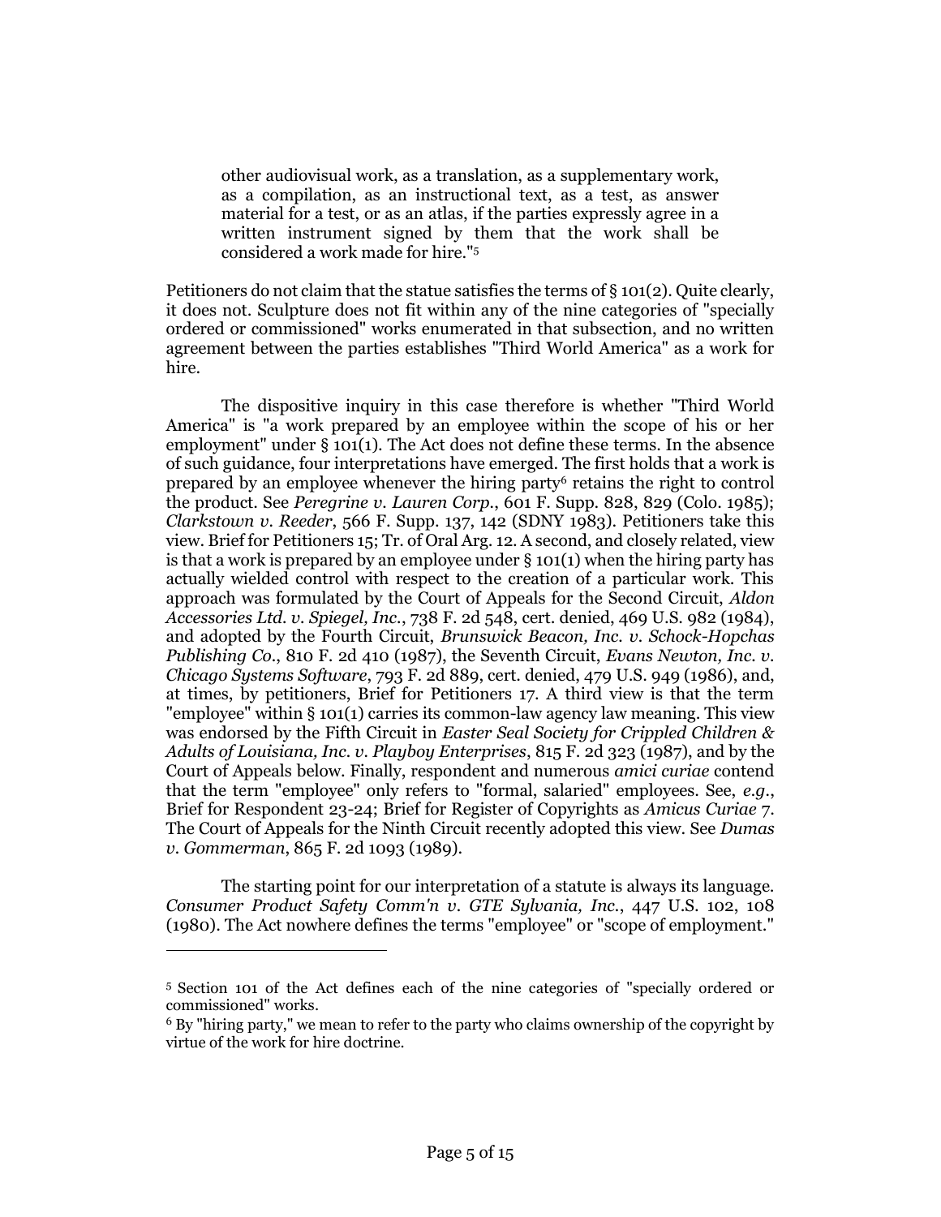> other audiovisual work, as a translation, as a supplementary work, as a compilation, as an instructional text, as a test, as answer material for a test, or as an atlas, if the parties expressly agree in a written instrument signed by them that the work shall be considered a work made for hire."[5]

Petitioners do not claim that the statue satisfies the terms of § 101(2). Quite clearly, it does not. Sculpture does not fit within any of the nine categories of "specially ordered or commissioned" works enumerated in that subsection, and no written agreement between the parties establishes "Third World America" as a work for hire.

The dispositive inquiry in this case therefore is whether "Third World America" is "a work prepared by an employee within the scope of his or her employment" under § 101(1). The Act does not define these terms. In the absence of such guidance, four interpretations have emerged. The first holds that a work is prepared by an employee whenever the hiring party[6] retains the right to control the product. See *Peregrine v. Lauren Corp.*, 601 F. Supp. 828, 829 (Colo. 1985); *Clarkstown v. Reeder*, 566 F. Supp. 137, 142 (SDNY 1983). Petitioners take this view. Brief for Petitioners 15; Tr. of Oral Arg. 12. A second, and closely related, view is that a work is prepared by an employee under § 101(1) when the hiring party has actually wielded control with respect to the creation of a particular work. This approach was formulated by the Court of Appeals for the Second Circuit, *Aldon Accessories Ltd. v. Spiegel, Inc.*, 738 F. 2d 548, cert. denied, 469 U.S. 982 (1984), and adopted by the Fourth Circuit, *Brunswick Beacon, Inc. v. Schock-Hopchas Publishing Co.*, 810 F. 2d 410 (1987), the Seventh Circuit, *Evans Newton, Inc. v. Chicago Systems Software*, 793 F. 2d 889, cert. denied, 479 U.S. 949 (1986), and, at times, by petitioners, Brief for Petitioners 17. A third view is that the term "employee" within § 101(1) carries its common-law agency law meaning. This view was endorsed by the Fifth Circuit in *Easter Seal Society for Crippled Children & Adults of Louisiana, Inc. v. Playboy Enterprises*, 815 F. 2d 323 (1987), and by the Court of Appeals below. Finally, respondent and numerous *amici curiae* contend that the term "employee" only refers to "formal, salaried" employees. See, *e.g.*, Brief for Respondent 23-24; Brief for Register of Copyrights as *Amicus Curiae* 7. The Court of Appeals for the Ninth Circuit recently adopted this view. See *Dumas v. Gommerman*, 865 F. 2d 1093 (1989).

The starting point for our interpretation of a statute is always its language. *Consumer Product Safety Comm'n v. GTE Sylvania, Inc.*, 447 U.S. 102, 108 (1980). The Act nowhere defines the terms "employee" or "scope of employment."

---

[5] Section 101 of the Act defines each of the nine categories of "specially ordered or commissioned" works.

[6] By "hiring party," we mean to refer to the party who claims ownership of the copyright by virtue of the work for hire doctrine.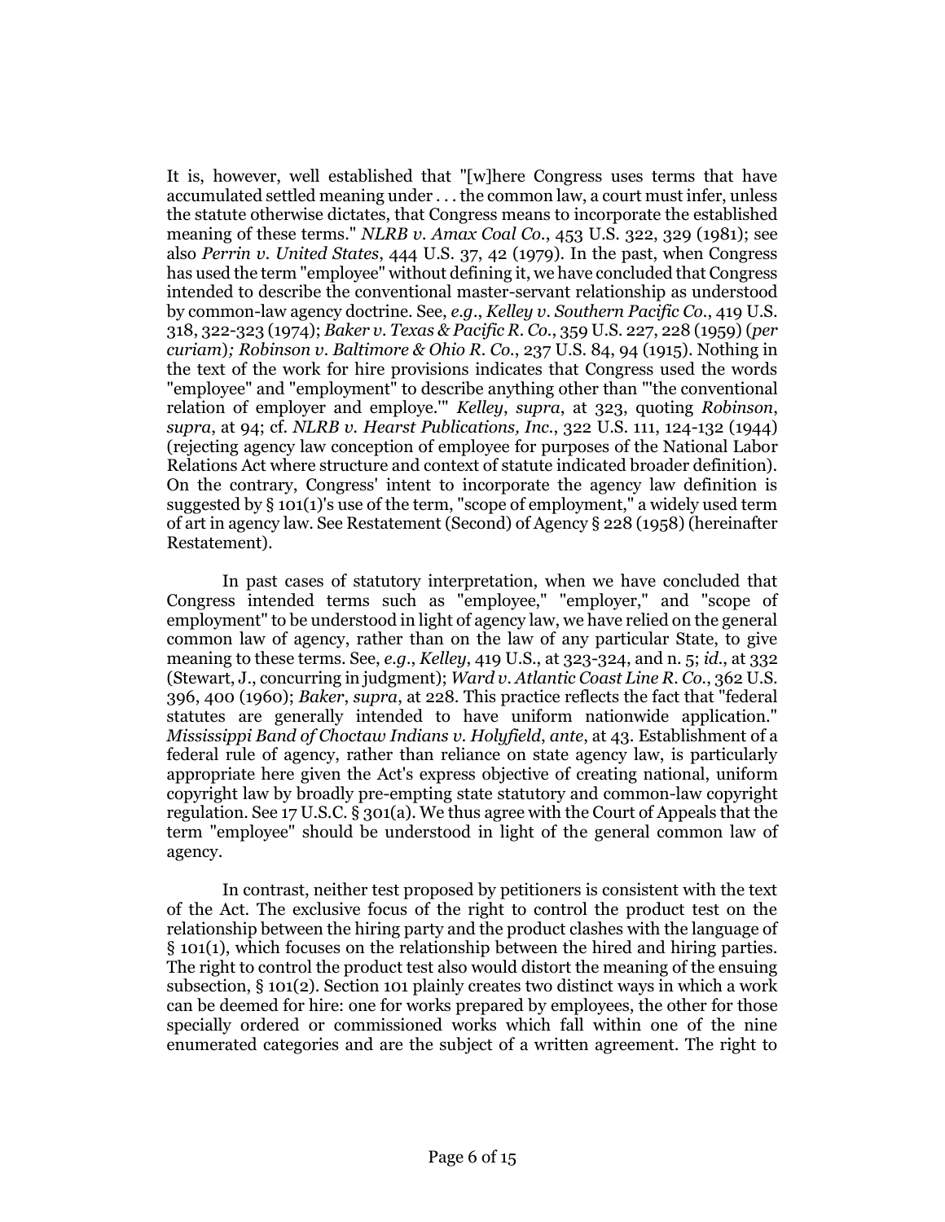It is, however, well established that "[w]here Congress uses terms that have accumulated settled meaning under . . . the common law, a court must infer, unless the statute otherwise dictates, that Congress means to incorporate the established meaning of these terms." *NLRB v. Amax Coal Co.*, 453 U.S. 322, 329 (1981); see also *Perrin v. United States*, 444 U.S. 37, 42 (1979). In the past, when Congress has used the term "employee" without defining it, we have concluded that Congress intended to describe the conventional master-servant relationship as understood by common-law agency doctrine. See, *e.g.*, *Kelley v. Southern Pacific Co.*, 419 U.S. 318, 322-323 (1974); *Baker v. Texas & Pacific R. Co.*, 359 U.S. 227, 228 (1959) (*per curiam*); *Robinson v. Baltimore & Ohio R. Co.*, 237 U.S. 84, 94 (1915). Nothing in the text of the work for hire provisions indicates that Congress used the words "employee" and "employment" to describe anything other than "'the conventional relation of employer and employe.'" *Kelley*, *supra*, at 323, quoting *Robinson*, *supra*, at 94; cf. *NLRB v. Hearst Publications, Inc.*, 322 U.S. 111, 124-132 (1944) (rejecting agency law conception of employee for purposes of the National Labor Relations Act where structure and context of statute indicated broader definition). On the contrary, Congress' intent to incorporate the agency law definition is suggested by § 101(1)'s use of the term, "scope of employment," a widely used term of art in agency law. See Restatement (Second) of Agency § 228 (1958) (hereinafter Restatement).

In past cases of statutory interpretation, when we have concluded that Congress intended terms such as "employee," "employer," and "scope of employment" to be understood in light of agency law, we have relied on the general common law of agency, rather than on the law of any particular State, to give meaning to these terms. See, *e.g.*, *Kelley*, 419 U.S., at 323-324, and n. 5; *id.*, at 332 (Stewart, J., concurring in judgment); *Ward v. Atlantic Coast Line R. Co.*, 362 U.S. 396, 400 (1960); *Baker*, *supra*, at 228. This practice reflects the fact that "federal statutes are generally intended to have uniform nationwide application." *Mississippi Band of Choctaw Indians v. Holyfield*, *ante*, at 43. Establishment of a federal rule of agency, rather than reliance on state agency law, is particularly appropriate here given the Act's express objective of creating national, uniform copyright law by broadly pre-empting state statutory and common-law copyright regulation. See 17 U.S.C. § 301(a). We thus agree with the Court of Appeals that the term "employee" should be understood in light of the general common law of agency.

In contrast, neither test proposed by petitioners is consistent with the text of the Act. The exclusive focus of the right to control the product test on the relationship between the hiring party and the product clashes with the language of § 101(1), which focuses on the relationship between the hired and hiring parties. The right to control the product test also would distort the meaning of the ensuing subsection, § 101(2). Section 101 plainly creates two distinct ways in which a work can be deemed for hire: one for works prepared by employees, the other for those specially ordered or commissioned works which fall within one of the nine enumerated categories and are the subject of a written agreement. The right to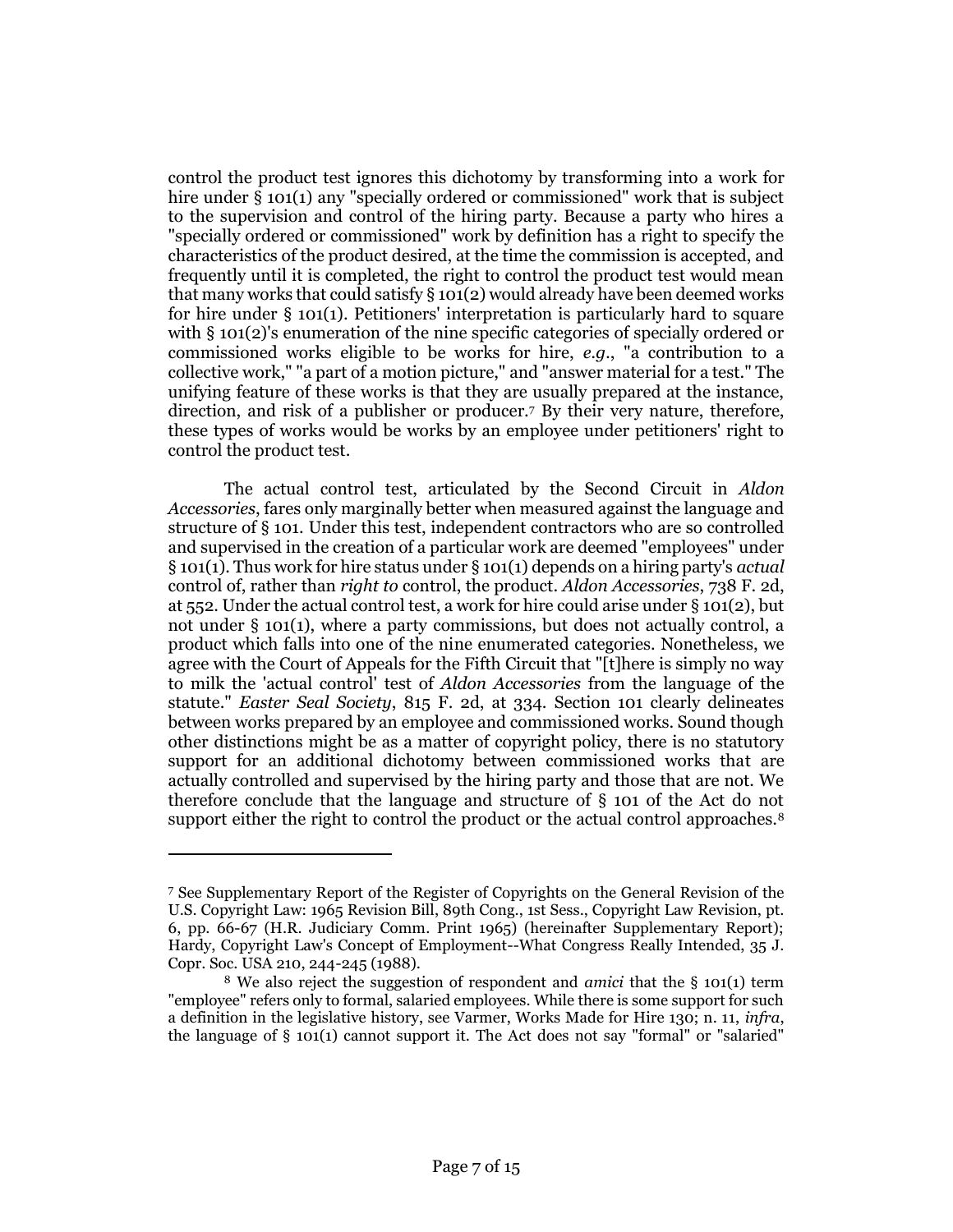control the product test ignores this dichotomy by transforming into a work for hire under § 101(1) any "specially ordered or commissioned" work that is subject to the supervision and control of the hiring party. Because a party who hires a "specially ordered or commissioned" work by definition has a right to specify the characteristics of the product desired, at the time the commission is accepted, and frequently until it is completed, the right to control the product test would mean that many works that could satisfy § 101(2) would already have been deemed works for hire under § 101(1). Petitioners' interpretation is particularly hard to square with § 101(2)'s enumeration of the nine specific categories of specially ordered or commissioned works eligible to be works for hire, *e.g.*, "a contribution to a collective work," "a part of a motion picture," and "answer material for a test." The unifying feature of these works is that they are usually prepared at the instance, direction, and risk of a publisher or producer.[7] By their very nature, therefore, these types of works would be works by an employee under petitioners' right to control the product test.

The actual control test, articulated by the Second Circuit in *Aldon Accessories*, fares only marginally better when measured against the language and structure of § 101. Under this test, independent contractors who are so controlled and supervised in the creation of a particular work are deemed "employees" under § 101(1). Thus work for hire status under § 101(1) depends on a hiring party's *actual* control of, rather than *right to* control, the product. *Aldon Accessories*, 738 F. 2d, at 552. Under the actual control test, a work for hire could arise under § 101(2), but not under § 101(1), where a party commissions, but does not actually control, a product which falls into one of the nine enumerated categories. Nonetheless, we agree with the Court of Appeals for the Fifth Circuit that "[t]here is simply no way to milk the 'actual control' test of *Aldon Accessories* from the language of the statute." *Easter Seal Society*, 815 F. 2d, at 334. Section 101 clearly delineates between works prepared by an employee and commissioned works. Sound though other distinctions might be as a matter of copyright policy, there is no statutory support for an additional dichotomy between commissioned works that are actually controlled and supervised by the hiring party and those that are not. We therefore conclude that the language and structure of § 101 of the Act do not support either the right to control the product or the actual control approaches.[8]

---

[7] See Supplementary Report of the Register of Copyrights on the General Revision of the U.S. Copyright Law: 1965 Revision Bill, 89th Cong., 1st Sess., Copyright Law Revision, pt. 6, pp. 66-67 (H.R. Judiciary Comm. Print 1965) (hereinafter Supplementary Report); Hardy, Copyright Law's Concept of Employment--What Congress Really Intended, 35 J. Copr. Soc. USA 210, 244-245 (1988).

[8] We also reject the suggestion of respondent and *amici* that the § 101(1) term "employee" refers only to formal, salaried employees. While there is some support for such a definition in the legislative history, see Varmer, Works Made for Hire 130; n. 11, *infra*, the language of § 101(1) cannot support it. The Act does not say "formal" or "salaried"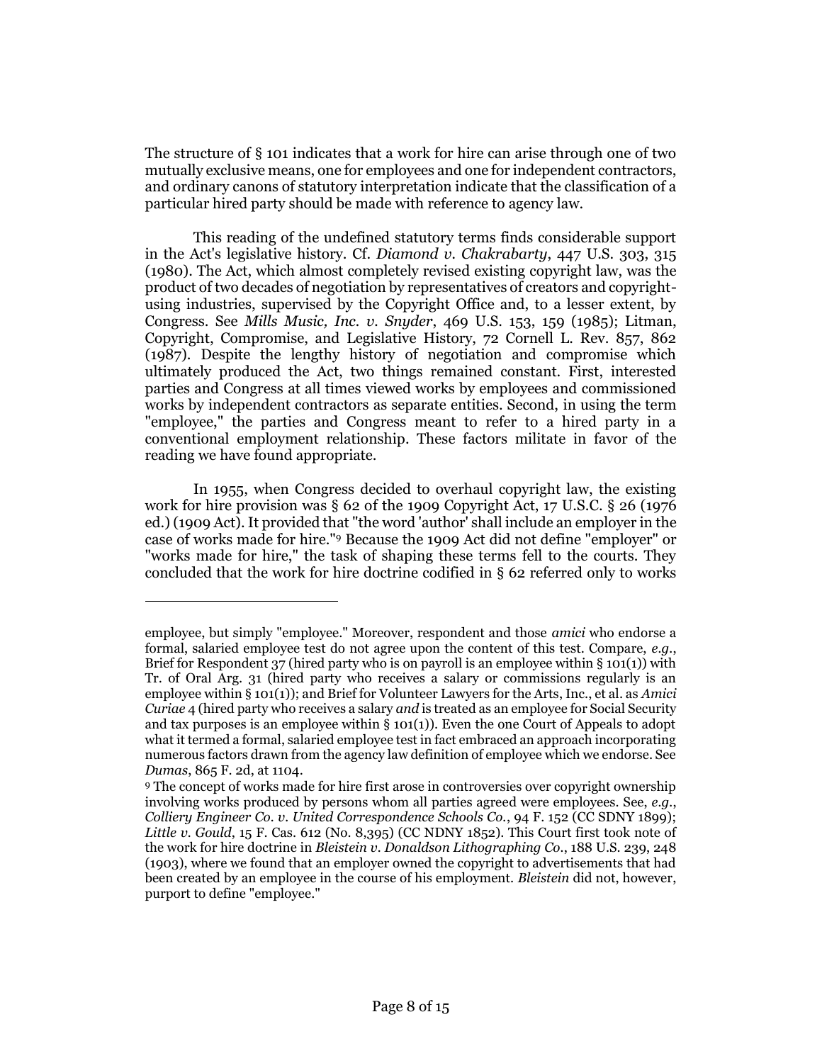The structure of § 101 indicates that a work for hire can arise through one of two mutually exclusive means, one for employees and one for independent contractors, and ordinary canons of statutory interpretation indicate that the classification of a particular hired party should be made with reference to agency law.

This reading of the undefined statutory terms finds considerable support in the Act's legislative history. Cf. *Diamond v. Chakrabarty*, 447 U.S. 303, 315 (1980). The Act, which almost completely revised existing copyright law, was the product of two decades of negotiation by representatives of creators and copyright-using industries, supervised by the Copyright Office and, to a lesser extent, by Congress. See *Mills Music, Inc. v. Snyder*, 469 U.S. 153, 159 (1985); Litman, Copyright, Compromise, and Legislative History, 72 Cornell L. Rev. 857, 862 (1987). Despite the lengthy history of negotiation and compromise which ultimately produced the Act, two things remained constant. First, interested parties and Congress at all times viewed works by employees and commissioned works by independent contractors as separate entities. Second, in using the term "employee," the parties and Congress meant to refer to a hired party in a conventional employment relationship. These factors militate in favor of the reading we have found appropriate.

In 1955, when Congress decided to overhaul copyright law, the existing work for hire provision was § 62 of the 1909 Copyright Act, 17 U.S.C. § 26 (1976 ed.) (1909 Act). It provided that "the word 'author' shall include an employer in the case of works made for hire."[9] Because the 1909 Act did not define "employer" or "works made for hire," the task of shaping these terms fell to the courts. They concluded that the work for hire doctrine codified in § 62 referred only to works

---

employee, but simply "employee." Moreover, respondent and those *amici* who endorse a formal, salaried employee test do not agree upon the content of this test. Compare, *e.g.*, Brief for Respondent 37 (hired party who is on payroll is an employee within § 101(1)) with Tr. of Oral Arg. 31 (hired party who receives a salary or commissions regularly is an employee within § 101(1)); and Brief for Volunteer Lawyers for the Arts, Inc., et al. as *Amici Curiae* 4 (hired party who receives a salary *and* is treated as an employee for Social Security and tax purposes is an employee within § 101(1)). Even the one Court of Appeals to adopt what it termed a formal, salaried employee test in fact embraced an approach incorporating numerous factors drawn from the agency law definition of employee which we endorse. See *Dumas*, 865 F. 2d, at 1104.

[9] The concept of works made for hire first arose in controversies over copyright ownership involving works produced by persons whom all parties agreed were employees. See, *e.g.*, *Colliery Engineer Co. v. United Correspondence Schools Co.*, 94 F. 152 (CC SDNY 1899); *Little v. Gould*, 15 F. Cas. 612 (No. 8,395) (CC NDNY 1852). This Court first took note of the work for hire doctrine in *Bleistein v. Donaldson Lithographing Co.*, 188 U.S. 239, 248 (1903), where we found that an employer owned the copyright to advertisements that had been created by an employee in the course of his employment. *Bleistein* did not, however, purport to define "employee."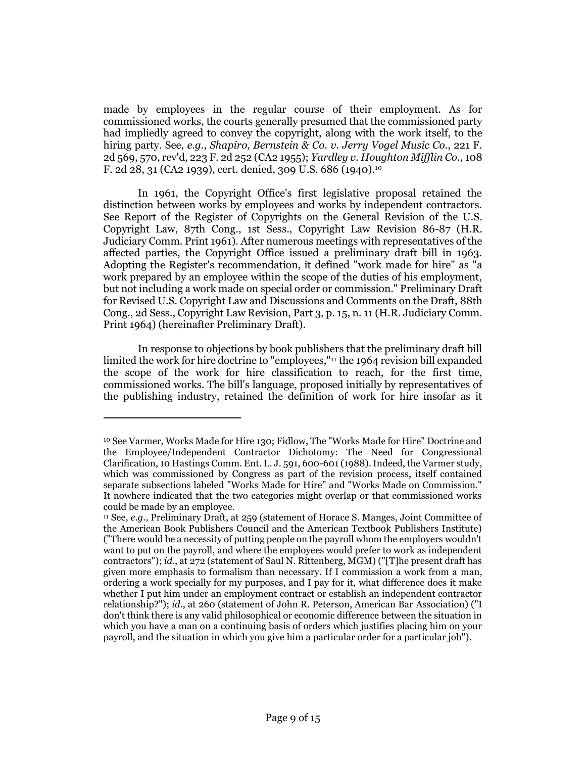made by employees in the regular course of their employment. As for commissioned works, the courts generally presumed that the commissioned party had impliedly agreed to convey the copyright, along with the work itself, to the hiring party. See, *e.g., Shapiro, Bernstein & Co. v. Jerry Vogel Music Co.*, 221 F. 2d 569, 570, rev'd, 223 F. 2d 252 (CA2 1955); *Yardley v. Houghton Mifflin Co.*, 108 F. 2d 28, 31 (CA2 1939), cert. denied, 309 U.S. 686 (1940).[10]

In 1961, the Copyright Office's first legislative proposal retained the distinction between works by employees and works by independent contractors. See Report of the Register of Copyrights on the General Revision of the U.S. Copyright Law, 87th Cong., 1st Sess., Copyright Law Revision 86-87 (H.R. Judiciary Comm. Print 1961). After numerous meetings with representatives of the affected parties, the Copyright Office issued a preliminary draft bill in 1963. Adopting the Register's recommendation, it defined "work made for hire" as "a work prepared by an employee within the scope of the duties of his employment, but not including a work made on special order or commission." Preliminary Draft for Revised U.S. Copyright Law and Discussions and Comments on the Draft, 88th Cong., 2d Sess., Copyright Law Revision, Part 3, p. 15, n. 11 (H.R. Judiciary Comm. Print 1964) (hereinafter Preliminary Draft).

In response to objections by book publishers that the preliminary draft bill limited the work for hire doctrine to "employees,"[11] the 1964 revision bill expanded the scope of the work for hire classification to reach, for the first time, commissioned works. The bill's language, proposed initially by representatives of the publishing industry, retained the definition of work for hire insofar as it

---

[10] See Varmer, Works Made for Hire 130; Fidlow, The "Works Made for Hire" Doctrine and the Employee/Independent Contractor Dichotomy: The Need for Congressional Clarification, 10 Hastings Comm. Ent. L. J. 591, 600-601 (1988). Indeed, the Varmer study, which was commissioned by Congress as part of the revision process, itself contained separate subsections labeled "Works Made for Hire" and "Works Made on Commission." It nowhere indicated that the two categories might overlap or that commissioned works could be made by an employee.

[11] See, *e.g.*, Preliminary Draft, at 259 (statement of Horace S. Manges, Joint Committee of the American Book Publishers Council and the American Textbook Publishers Institute) ("There would be a necessity of putting people on the payroll whom the employers wouldn't want to put on the payroll, and where the employees would prefer to work as independent contractors"); *id.*, at 272 (statement of Saul N. Rittenberg, MGM) ("[T]he present draft has given more emphasis to formalism than necessary. If I commission a work from a man, ordering a work specially for my purposes, and I pay for it, what difference does it make whether I put him under an employment contract or establish an independent contractor relationship?"); *id.*, at 260 (statement of John R. Peterson, American Bar Association) ("I don't think there is any valid philosophical or economic difference between the situation in which you have a man on a continuing basis of orders which justifies placing him on your payroll, and the situation in which you give him a particular order for a particular job").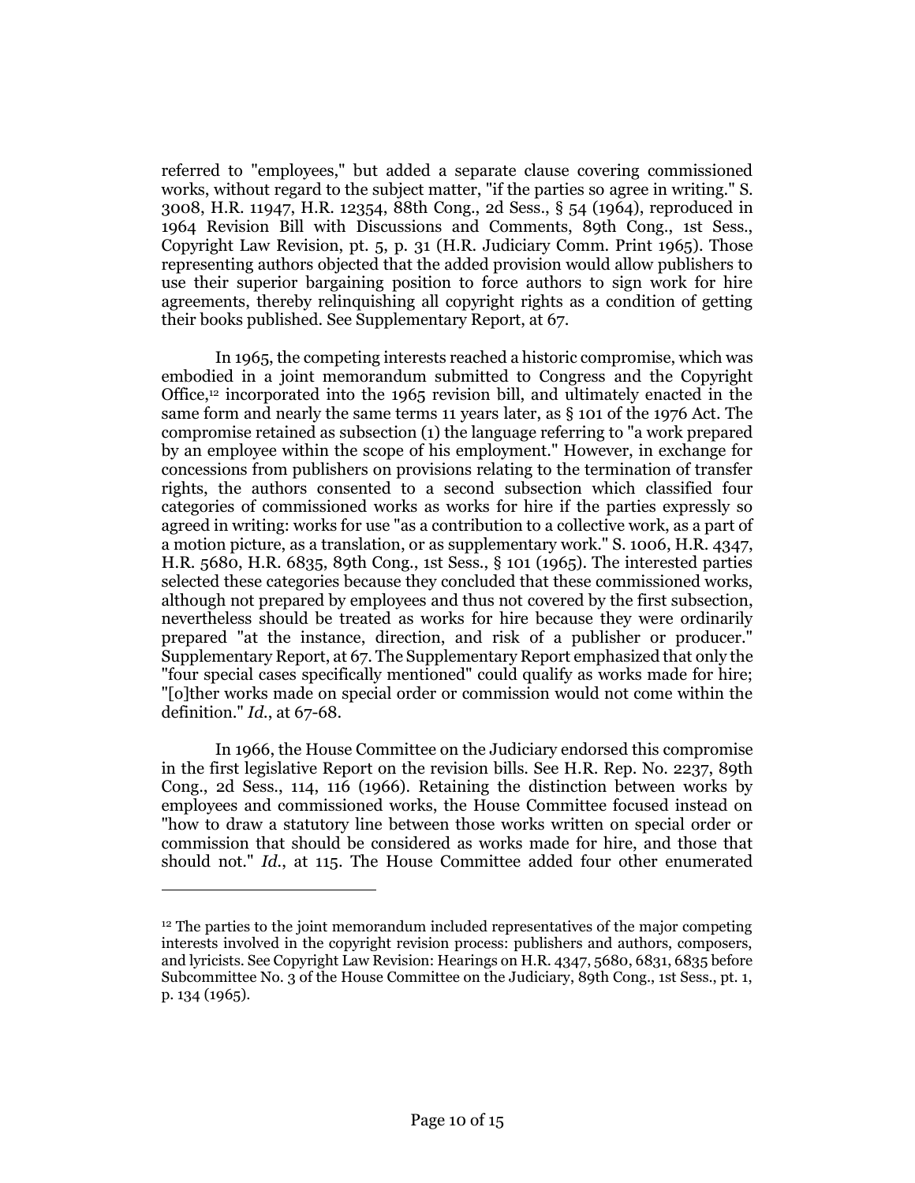referred to "employees," but added a separate clause covering commissioned works, without regard to the subject matter, "if the parties so agree in writing." S. 3008, H.R. 11947, H.R. 12354, 88th Cong., 2d Sess., § 54 (1964), reproduced in 1964 Revision Bill with Discussions and Comments, 89th Cong., 1st Sess., Copyright Law Revision, pt. 5, p. 31 (H.R. Judiciary Comm. Print 1965). Those representing authors objected that the added provision would allow publishers to use their superior bargaining position to force authors to sign work for hire agreements, thereby relinquishing all copyright rights as a condition of getting their books published. See Supplementary Report, at 67.

In 1965, the competing interests reached a historic compromise, which was embodied in a joint memorandum submitted to Congress and the Copyright Office,[12] incorporated into the 1965 revision bill, and ultimately enacted in the same form and nearly the same terms 11 years later, as § 101 of the 1976 Act. The compromise retained as subsection (1) the language referring to "a work prepared by an employee within the scope of his employment." However, in exchange for concessions from publishers on provisions relating to the termination of transfer rights, the authors consented to a second subsection which classified four categories of commissioned works as works for hire if the parties expressly so agreed in writing: works for use "as a contribution to a collective work, as a part of a motion picture, as a translation, or as supplementary work." S. 1006, H.R. 4347, H.R. 5680, H.R. 6835, 89th Cong., 1st Sess., § 101 (1965). The interested parties selected these categories because they concluded that these commissioned works, although not prepared by employees and thus not covered by the first subsection, nevertheless should be treated as works for hire because they were ordinarily prepared "at the instance, direction, and risk of a publisher or producer." Supplementary Report, at 67. The Supplementary Report emphasized that only the "four special cases specifically mentioned" could qualify as works made for hire; "[o]ther works made on special order or commission would not come within the definition." *Id.*, at 67-68.

In 1966, the House Committee on the Judiciary endorsed this compromise in the first legislative Report on the revision bills. See H.R. Rep. No. 2237, 89th Cong., 2d Sess., 114, 116 (1966). Retaining the distinction between works by employees and commissioned works, the House Committee focused instead on "how to draw a statutory line between those works written on special order or commission that should be considered as works made for hire, and those that should not." *Id.*, at 115. The House Committee added four other enumerated

---

[12] The parties to the joint memorandum included representatives of the major competing interests involved in the copyright revision process: publishers and authors, composers, and lyricists. See Copyright Law Revision: Hearings on H.R. 4347, 5680, 6831, 6835 before Subcommittee No. 3 of the House Committee on the Judiciary, 89th Cong., 1st Sess., pt. 1, p. 134 (1965).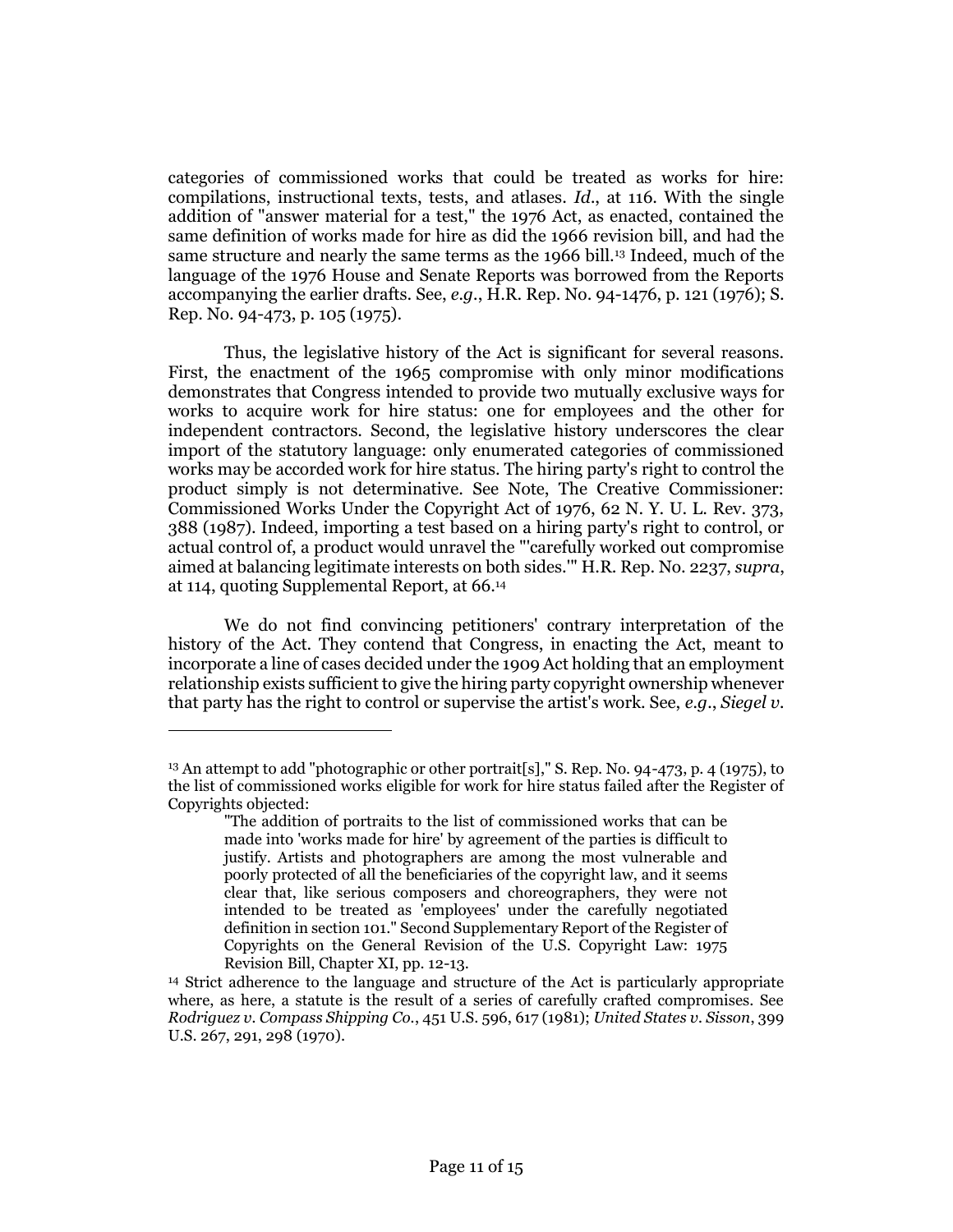categories of commissioned works that could be treated as works for hire: compilations, instructional texts, tests, and atlases. *Id.*, at 116. With the single addition of "answer material for a test," the 1976 Act, as enacted, contained the same definition of works made for hire as did the 1966 revision bill, and had the same structure and nearly the same terms as the 1966 bill.[13] Indeed, much of the language of the 1976 House and Senate Reports was borrowed from the Reports accompanying the earlier drafts. See, *e.g.*, H.R. Rep. No. 94-1476, p. 121 (1976); S. Rep. No. 94-473, p. 105 (1975).

Thus, the legislative history of the Act is significant for several reasons. First, the enactment of the 1965 compromise with only minor modifications demonstrates that Congress intended to provide two mutually exclusive ways for works to acquire work for hire status: one for employees and the other for independent contractors. Second, the legislative history underscores the clear import of the statutory language: only enumerated categories of commissioned works may be accorded work for hire status. The hiring party's right to control the product simply is not determinative. See Note, The Creative Commissioner: Commissioned Works Under the Copyright Act of 1976, 62 N. Y. U. L. Rev. 373, 388 (1987). Indeed, importing a test based on a hiring party's right to control, or actual control of, a product would unravel the "'carefully worked out compromise aimed at balancing legitimate interests on both sides.'" H.R. Rep. No. 2237, *supra*, at 114, quoting Supplemental Report, at 66.[14]

We do not find convincing petitioners' contrary interpretation of the history of the Act. They contend that Congress, in enacting the Act, meant to incorporate a line of cases decided under the 1909 Act holding that an employment relationship exists sufficient to give the hiring party copyright ownership whenever that party has the right to control or supervise the artist's work. See, *e.g.*, *Siegel v.*

---

[13] An attempt to add "photographic or other portrait[s]," S. Rep. No. 94-473, p. 4 (1975), to the list of commissioned works eligible for work for hire status failed after the Register of Copyrights objected:

> "The addition of portraits to the list of commissioned works that can be made into 'works made for hire' by agreement of the parties is difficult to justify. Artists and photographers are among the most vulnerable and poorly protected of all the beneficiaries of the copyright law, and it seems clear that, like serious composers and choreographers, they were not intended to be treated as 'employees' under the carefully negotiated definition in section 101." Second Supplementary Report of the Register of Copyrights on the General Revision of the U.S. Copyright Law: 1975 Revision Bill, Chapter XI, pp. 12-13.

[14] Strict adherence to the language and structure of the Act is particularly appropriate where, as here, a statute is the result of a series of carefully crafted compromises. See *Rodriguez v. Compass Shipping Co.*, 451 U.S. 596, 617 (1981); *United States v. Sisson*, 399 U.S. 267, 291, 298 (1970).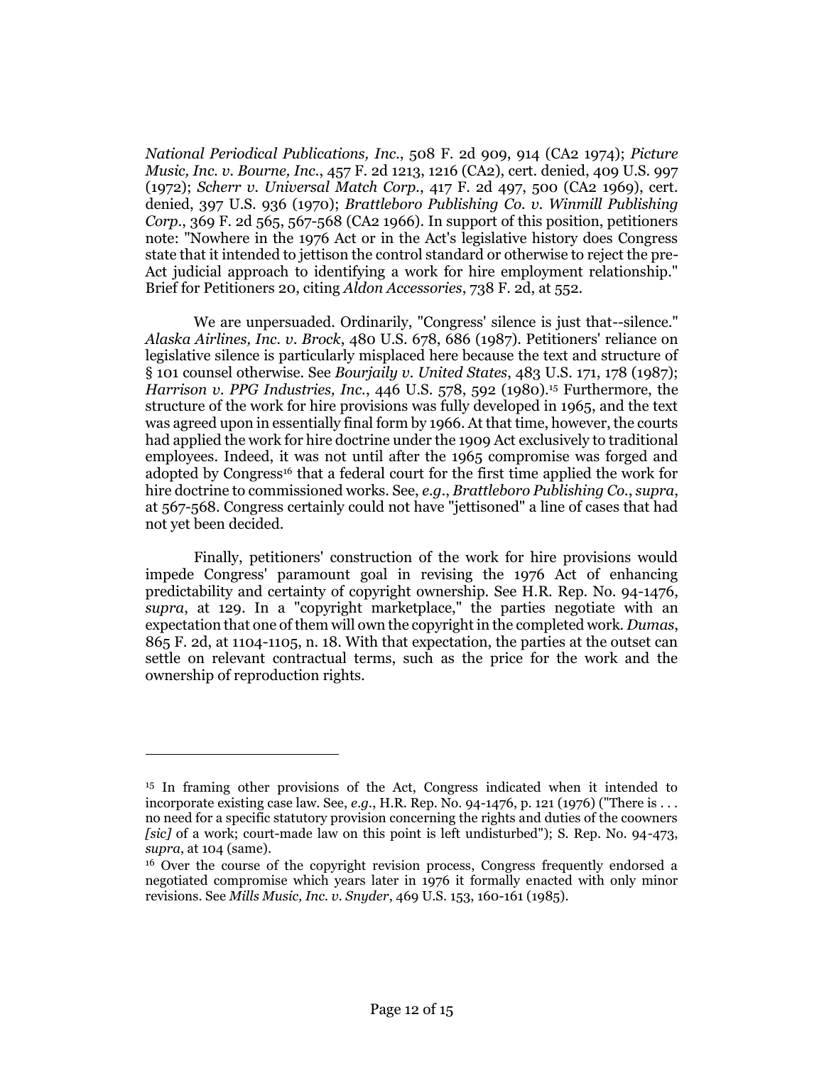*National Periodical Publications, Inc.*, 508 F. 2d 909, 914 (CA2 1974); *Picture Music, Inc. v. Bourne, Inc.*, 457 F. 2d 1213, 1216 (CA2), cert. denied, 409 U.S. 997 (1972); *Scherr v. Universal Match Corp.*, 417 F. 2d 497, 500 (CA2 1969), cert. denied, 397 U.S. 936 (1970); *Brattleboro Publishing Co. v. Winmill Publishing Corp.*, 369 F. 2d 565, 567-568 (CA2 1966). In support of this position, petitioners note: "Nowhere in the 1976 Act or in the Act's legislative history does Congress state that it intended to jettison the control standard or otherwise to reject the pre-Act judicial approach to identifying a work for hire employment relationship." Brief for Petitioners 20, citing *Aldon Accessories*, 738 F. 2d, at 552.

We are unpersuaded. Ordinarily, "Congress' silence is just that--silence." *Alaska Airlines, Inc. v. Brock*, 480 U.S. 678, 686 (1987). Petitioners' reliance on legislative silence is particularly misplaced here because the text and structure of § 101 counsel otherwise. See *Bourjaily v. United States*, 483 U.S. 171, 178 (1987); *Harrison v. PPG Industries, Inc.*, 446 U.S. 578, 592 (1980).[15] Furthermore, the structure of the work for hire provisions was fully developed in 1965, and the text was agreed upon in essentially final form by 1966. At that time, however, the courts had applied the work for hire doctrine under the 1909 Act exclusively to traditional employees. Indeed, it was not until after the 1965 compromise was forged and adopted by Congress[16] that a federal court for the first time applied the work for hire doctrine to commissioned works. See, *e.g.*, *Brattleboro Publishing Co.*, *supra*, at 567-568. Congress certainly could not have "jettisoned" a line of cases that had not yet been decided.

Finally, petitioners' construction of the work for hire provisions would impede Congress' paramount goal in revising the 1976 Act of enhancing predictability and certainty of copyright ownership. See H.R. Rep. No. 94-1476, *supra*, at 129. In a "copyright marketplace," the parties negotiate with an expectation that one of them will own the copyright in the completed work. *Dumas*, 865 F. 2d, at 1104-1105, n. 18. With that expectation, the parties at the outset can settle on relevant contractual terms, such as the price for the work and the ownership of reproduction rights.

---

[15] In framing other provisions of the Act, Congress indicated when it intended to incorporate existing case law. See, *e.g.*, H.R. Rep. No. 94-1476, p. 121 (1976) ("There is . . . no need for a specific statutory provision concerning the rights and duties of the coowners *[sic]* of a work; court-made law on this point is left undisturbed"); S. Rep. No. 94-473, *supra*, at 104 (same).

[16] Over the course of the copyright revision process, Congress frequently endorsed a negotiated compromise which years later in 1976 it formally enacted with only minor revisions. See *Mills Music, Inc. v. Snyder*, 469 U.S. 153, 160-161 (1985).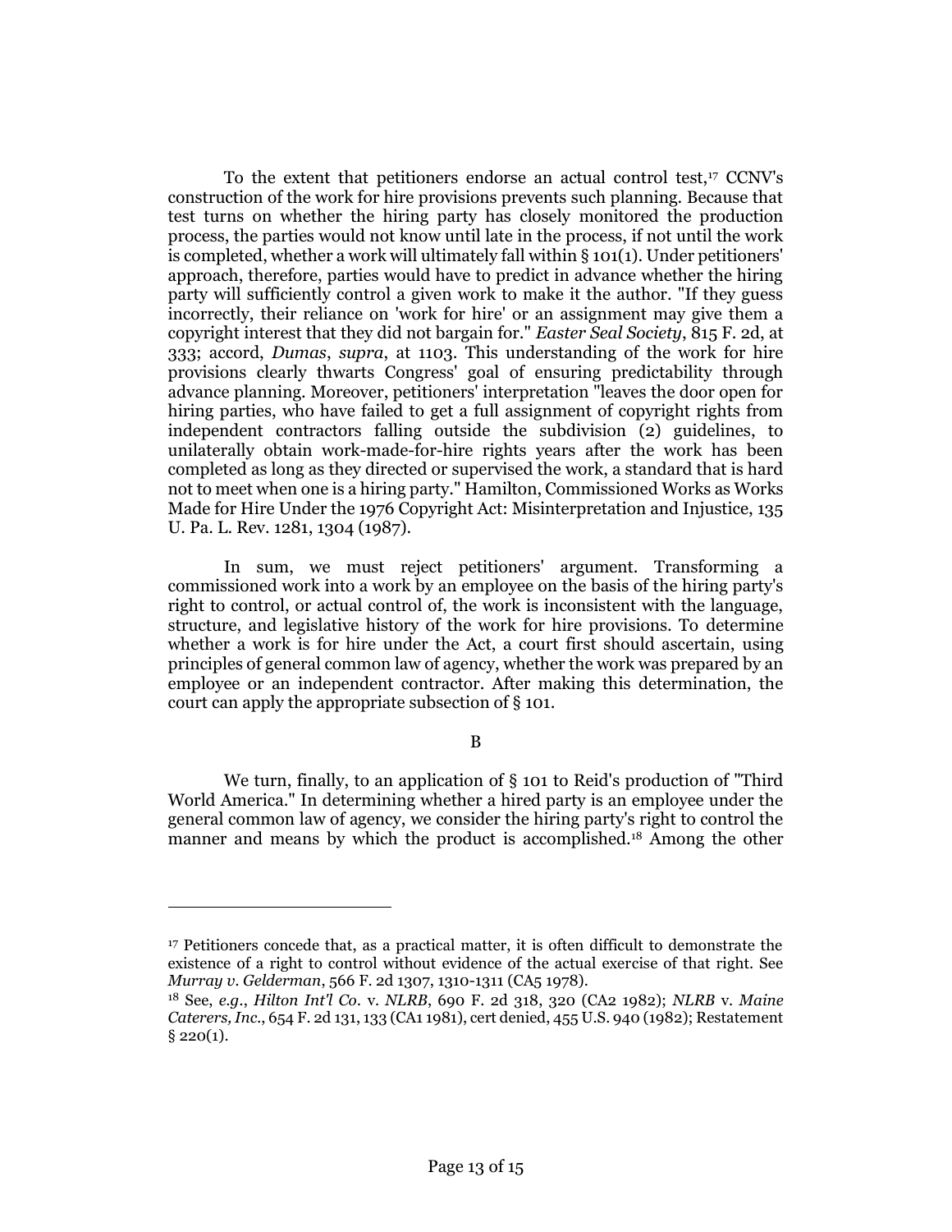To the extent that petitioners endorse an actual control test,[17] CCNV's construction of the work for hire provisions prevents such planning. Because that test turns on whether the hiring party has closely monitored the production process, the parties would not know until late in the process, if not until the work is completed, whether a work will ultimately fall within § 101(1). Under petitioners' approach, therefore, parties would have to predict in advance whether the hiring party will sufficiently control a given work to make it the author. "If they guess incorrectly, their reliance on 'work for hire' or an assignment may give them a copyright interest that they did not bargain for." *Easter Seal Society*, 815 F. 2d, at 333; accord, *Dumas*, *supra*, at 1103. This understanding of the work for hire provisions clearly thwarts Congress' goal of ensuring predictability through advance planning. Moreover, petitioners' interpretation "leaves the door open for hiring parties, who have failed to get a full assignment of copyright rights from independent contractors falling outside the subdivision (2) guidelines, to unilaterally obtain work-made-for-hire rights years after the work has been completed as long as they directed or supervised the work, a standard that is hard not to meet when one is a hiring party." Hamilton, Commissioned Works as Works Made for Hire Under the 1976 Copyright Act: Misinterpretation and Injustice, 135 U. Pa. L. Rev. 1281, 1304 (1987).

In sum, we must reject petitioners' argument. Transforming a commissioned work into a work by an employee on the basis of the hiring party's right to control, or actual control of, the work is inconsistent with the language, structure, and legislative history of the work for hire provisions. To determine whether a work is for hire under the Act, a court first should ascertain, using principles of general common law of agency, whether the work was prepared by an employee or an independent contractor. After making this determination, the court can apply the appropriate subsection of § 101.

B

We turn, finally, to an application of § 101 to Reid's production of "Third World America." In determining whether a hired party is an employee under the general common law of agency, we consider the hiring party's right to control the manner and means by which the product is accomplished.[18] Among the other

---

[17] Petitioners concede that, as a practical matter, it is often difficult to demonstrate the existence of a right to control without evidence of the actual exercise of that right. See *Murray v. Gelderman*, 566 F. 2d 1307, 1310-1311 (CA5 1978).

[18] See, *e.g.*, *Hilton Int'l Co.* v. *NLRB*, 690 F. 2d 318, 320 (CA2 1982); *NLRB* v. *Maine Caterers, Inc.*, 654 F. 2d 131, 133 (CA1 1981), cert denied, 455 U.S. 940 (1982); Restatement § 220(1).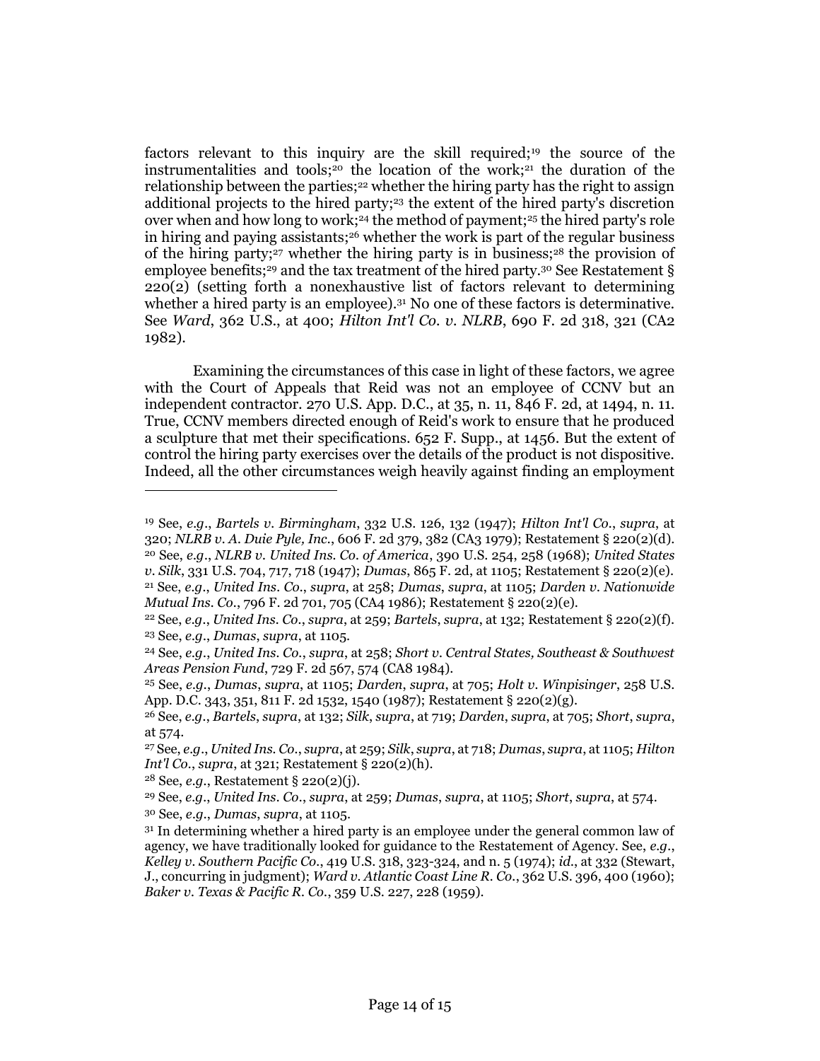factors relevant to this inquiry are the skill required;[19] the source of the instrumentalities and tools;[20] the location of the work;[21] the duration of the relationship between the parties;[22] whether the hiring party has the right to assign additional projects to the hired party;[23] the extent of the hired party's discretion over when and how long to work;[24] the method of payment;[25] the hired party's role in hiring and paying assistants;[26] whether the work is part of the regular business of the hiring party;[27] whether the hiring party is in business;[28] the provision of employee benefits;[29] and the tax treatment of the hired party.[30] See Restatement § 220(2) (setting forth a nonexhaustive list of factors relevant to determining whether a hired party is an employee).[31] No one of these factors is determinative. See *Ward*, 362 U.S., at 400; *Hilton Int'l Co. v. NLRB*, 690 F. 2d 318, 321 (CA2 1982).

Examining the circumstances of this case in light of these factors, we agree with the Court of Appeals that Reid was not an employee of CCNV but an independent contractor. 270 U.S. App. D.C., at 35, n. 11, 846 F. 2d, at 1494, n. 11. True, CCNV members directed enough of Reid's work to ensure that he produced a sculpture that met their specifications. 652 F. Supp., at 1456. But the extent of control the hiring party exercises over the details of the product is not dispositive. Indeed, all the other circumstances weigh heavily against finding an employment

---

[19] See, *e.g.*, *Bartels v. Birmingham*, 332 U.S. 126, 132 (1947); *Hilton Int'l Co.*, *supra*, at 320; *NLRB v. A. Duie Pyle, Inc.*, 606 F. 2d 379, 382 (CA3 1979); Restatement § 220(2)(d).

[20] See, *e.g.*, *NLRB v. United Ins. Co. of America*, 390 U.S. 254, 258 (1968); *United States v. Silk*, 331 U.S. 704, 717, 718 (1947); *Dumas*, 865 F. 2d, at 1105; Restatement § 220(2)(e).

[21] See, *e.g.*, *United Ins. Co.*, *supra*, at 258; *Dumas*, *supra*, at 1105; *Darden v. Nationwide Mutual Ins. Co.*, 796 F. 2d 701, 705 (CA4 1986); Restatement § 220(2)(e).

[22] See, *e.g.*, *United Ins. Co.*, *supra*, at 259; *Bartels*, *supra*, at 132; Restatement § 220(2)(f).

[23] See, *e.g.*, *Dumas*, *supra*, at 1105.

[24] See, *e.g.*, *United Ins. Co.*, *supra*, at 258; *Short v. Central States, Southeast & Southwest Areas Pension Fund*, 729 F. 2d 567, 574 (CA8 1984).

[25] See, *e.g.*, *Dumas*, *supra*, at 1105; *Darden*, *supra*, at 705; *Holt v. Winpisinger*, 258 U.S. App. D.C. 343, 351, 811 F. 2d 1532, 1540 (1987); Restatement § 220(2)(g).

[26] See, *e.g.*, *Bartels*, *supra*, at 132; *Silk*, *supra*, at 719; *Darden*, *supra*, at 705; *Short*, *supra*, at 574.

[27] See, *e.g.*, *United Ins. Co.*, *supra*, at 259; *Silk*, *supra*, at 718; *Dumas*, *supra*, at 1105; *Hilton Int'l Co.*, *supra*, at 321; Restatement § 220(2)(h).

[28] See, *e.g.*, Restatement § 220(2)(j).

[29] See, *e.g.*, *United Ins. Co.*, *supra*, at 259; *Dumas*, *supra*, at 1105; *Short*, *supra*, at 574.

[30] See, *e.g.*, *Dumas*, *supra*, at 1105.

[31] In determining whether a hired party is an employee under the general common law of agency, we have traditionally looked for guidance to the Restatement of Agency. See, *e.g.*, *Kelley v. Southern Pacific Co.*, 419 U.S. 318, 323-324, and n. 5 (1974); *id.*, at 332 (Stewart, J., concurring in judgment); *Ward v. Atlantic Coast Line R. Co.*, 362 U.S. 396, 400 (1960); *Baker v. Texas & Pacific R. Co.*, 359 U.S. 227, 228 (1959).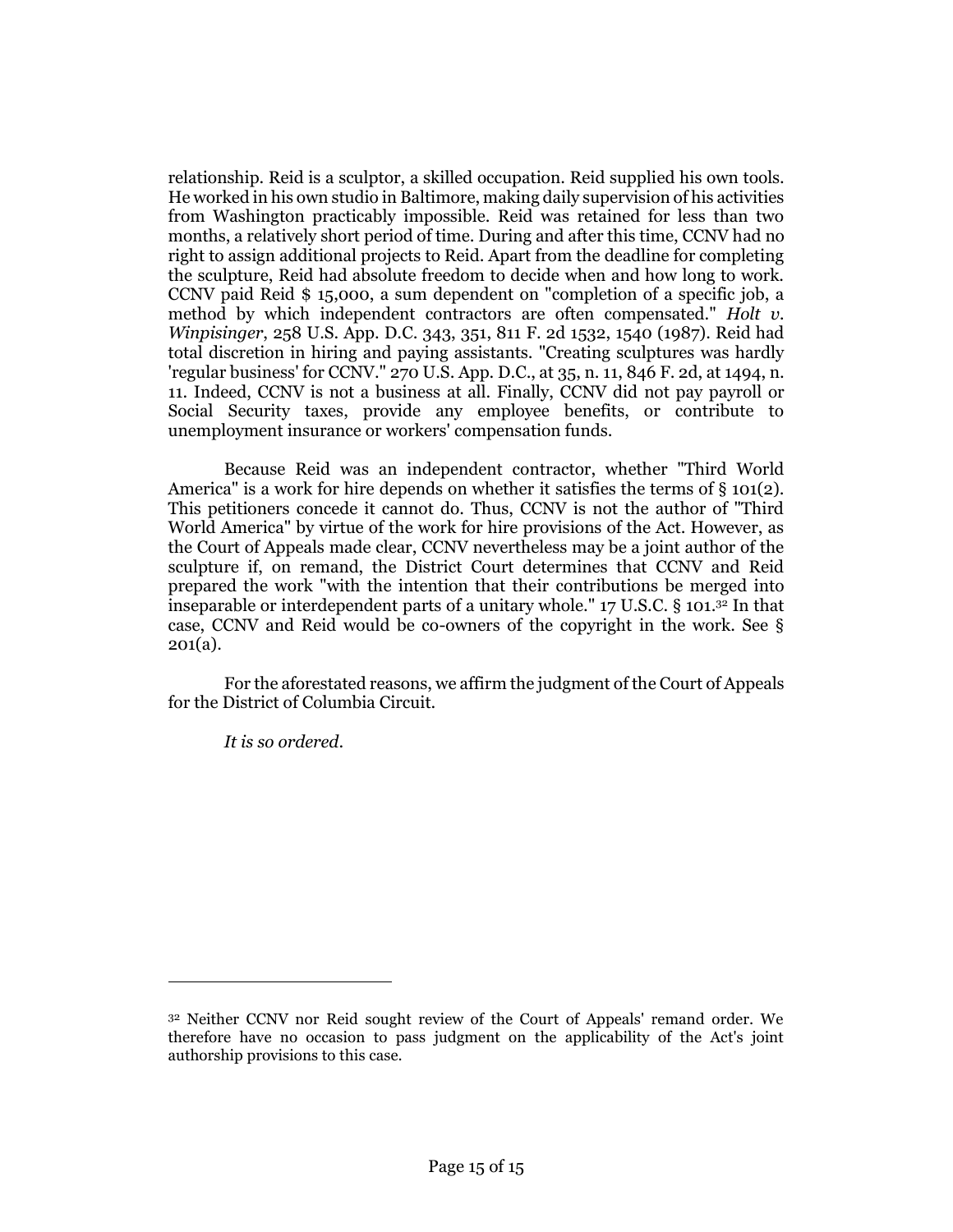relationship. Reid is a sculptor, a skilled occupation. Reid supplied his own tools. He worked in his own studio in Baltimore, making daily supervision of his activities from Washington practicably impossible. Reid was retained for less than two months, a relatively short period of time. During and after this time, CCNV had no right to assign additional projects to Reid. Apart from the deadline for completing the sculpture, Reid had absolute freedom to decide when and how long to work. CCNV paid Reid $ 15,000, a sum dependent on "completion of a specific job, a method by which independent contractors are often compensated." *Holt v. Winpisinger*, 258 U.S. App. D.C. 343, 351, 811 F. 2d 1532, 1540 (1987). Reid had total discretion in hiring and paying assistants. "Creating sculptures was hardly 'regular business' for CCNV." 270 U.S. App. D.C., at 35, n. 11, 846 F. 2d, at 1494, n. 11. Indeed, CCNV is not a business at all. Finally, CCNV did not pay payroll or Social Security taxes, provide any employee benefits, or contribute to unemployment insurance or workers' compensation funds.

Because Reid was an independent contractor, whether "Third World America" is a work for hire depends on whether it satisfies the terms of § 101(2). This petitioners concede it cannot do. Thus, CCNV is not the author of "Third World America" by virtue of the work for hire provisions of the Act. However, as the Court of Appeals made clear, CCNV nevertheless may be a joint author of the sculpture if, on remand, the District Court determines that CCNV and Reid prepared the work "with the intention that their contributions be merged into inseparable or interdependent parts of a unitary whole." 17 U.S.C. § 101.[32] In that case, CCNV and Reid would be co-owners of the copyright in the work. See § 201(a).

For the aforestated reasons, we affirm the judgment of the Court of Appeals for the District of Columbia Circuit.

*It is so ordered.*

---

[32] Neither CCNV nor Reid sought review of the Court of Appeals' remand order. We therefore have no occasion to pass judgment on the applicability of the Act's joint authorship provisions to this case.